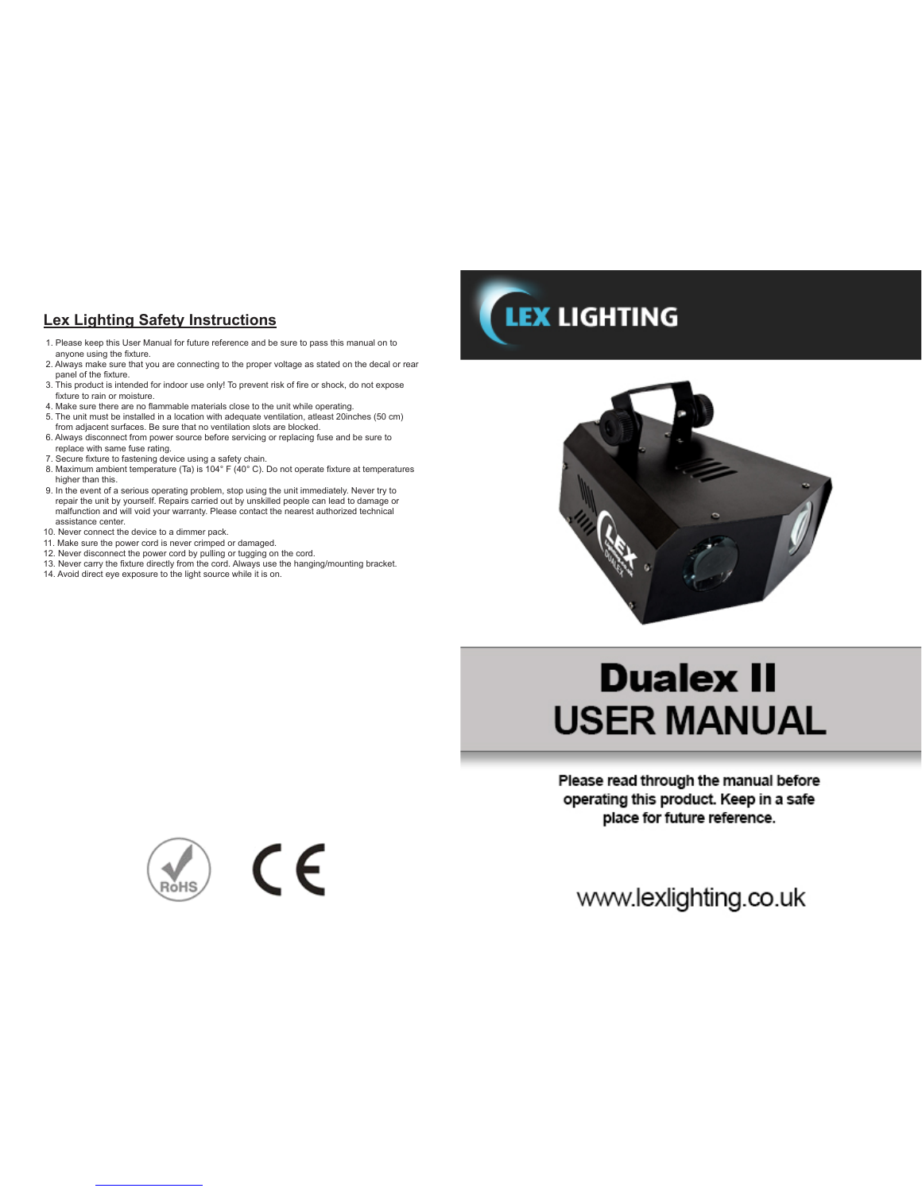## Lex Lighting Safety Instructions

1. Please keep this User Manual for future reference and be sure to pass this manual on to anyone using the fixture.
2. Always make sure that you are connecting to the proper voltage as stated on the decal or rear panel of the fixture.
3. This product is intended for indoor use only! To prevent risk of fire or shock, do not expose fixture to rain or moisture.
4. Make sure there are no flammable materials close to the unit while operating.
5. The unit must be installed in a location with adequate ventilation, atleast 20inches (50 cm) from adjacent surfaces. Be sure that no ventilation slots are blocked.
6. Always disconnect from power source before servicing or replacing fuse and be sure to replace with same fuse rating.
7. Secure fixture to fastening device using a safety chain.
8. Maximum ambient temperature (Ta) is 104° F (40° C). Do not operate fixture at temperatures higher than this.
9. In the event of a serious operating problem, stop using the unit immediately. Never try to repair the unit by yourself. Repairs carried out by unskilled people can lead to damage or malfunction and will void your warranty. Please contact the nearest authorized technical assistance center.
10. Never connect the device to a dimmer pack.
11. Make sure the power cord is never crimped or damaged.
12. Never disconnect the power cord by pulling or tugging on the cord.
13. Never carry the fixture directly from the cord. Always use the hanging/mounting bracket.
14. Avoid direct eye exposure to the light source while it is on.

RoHS CE

LEX LIGHTING

# Dualex II USER MANUAL

**Please read through the manual before operating this product. Keep in a safe place for future reference.**

www.lexlighting.co.uk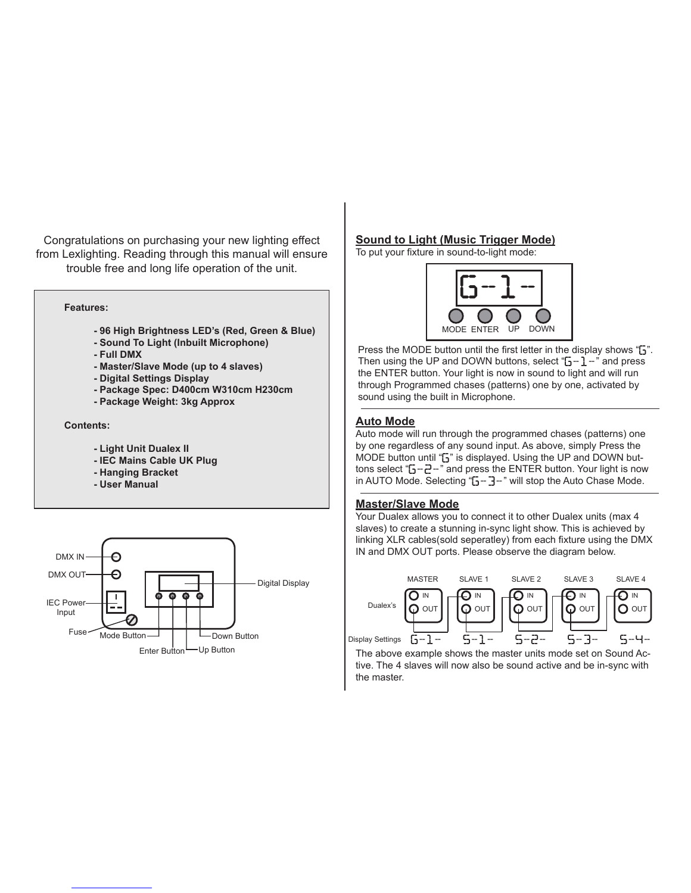Congratulations on purchasing your new lighting effect from Lexlighting. Reading through this manual will ensure trouble free and long life operation of the unit.

**Features:**

- **96 High Brightness LED's (Red, Green & Blue)**
- **Sound To Light (Inbuilt Microphone)**
- **Full DMX**
- **Master/Slave Mode (up to 4 slaves)**
- **Digital Settings Display**
- **Package Spec: D400cm W310cm H230cm**
- **Package Weight: 3kg Approx**

**Contents:**

- **Light Unit Dualex II**
- **IEC Mains Cable UK Plug**
- **Hanging Bracket**
- **User Manual**

DMX IN
DMX OUT
IEC Power Input
Fuse
Digital Display
Mode Button
Enter Button
Up Button
Down Button

## Sound to Light (Music Trigger Mode)

To put your fixture in sound-to-light mode:

G--1--

MODE ENTER UP DOWN

Press the MODE button until the first letter in the display shows "G". Then using the UP and DOWN buttons, select "G--1--" and press the ENTER button. Your light is now in sound to light and will run through Programmed chases (patterns) one by one, activated by sound using the built in Microphone.

## Auto Mode

Auto mode will run through the programmed chases (patterns) one by one regardless of any sound input. As above, simply Press the MODE button until "G" is displayed. Using the UP and DOWN buttons select "G--2--" and press the ENTER button. Your light is now in AUTO Mode. Selecting "G--3--" will stop the Auto Chase Mode.

## Master/Slave Mode

Your Dualex allows you to connect it to other Dualex units (max 4 slaves) to create a stunning in-sync light show. This is achieved by linking XLR cables(sold seperatley) from each fixture using the DMX IN and DMX OUT ports. Please observe the diagram below.

| | MASTER | SLAVE 1 | SLAVE 2 | SLAVE 3 | SLAVE 4 |
|---|---|---|---|---|---|
| Dualex's | IN / OUT | IN / OUT | IN / OUT | IN / OUT | IN / OUT |
| Display Settings | G--1-- | S--1-- | S--2-- | S--3-- | S--4-- |

The above example shows the master units mode set on Sound Active. The 4 slaves will now also be sound active and be in-sync with the master.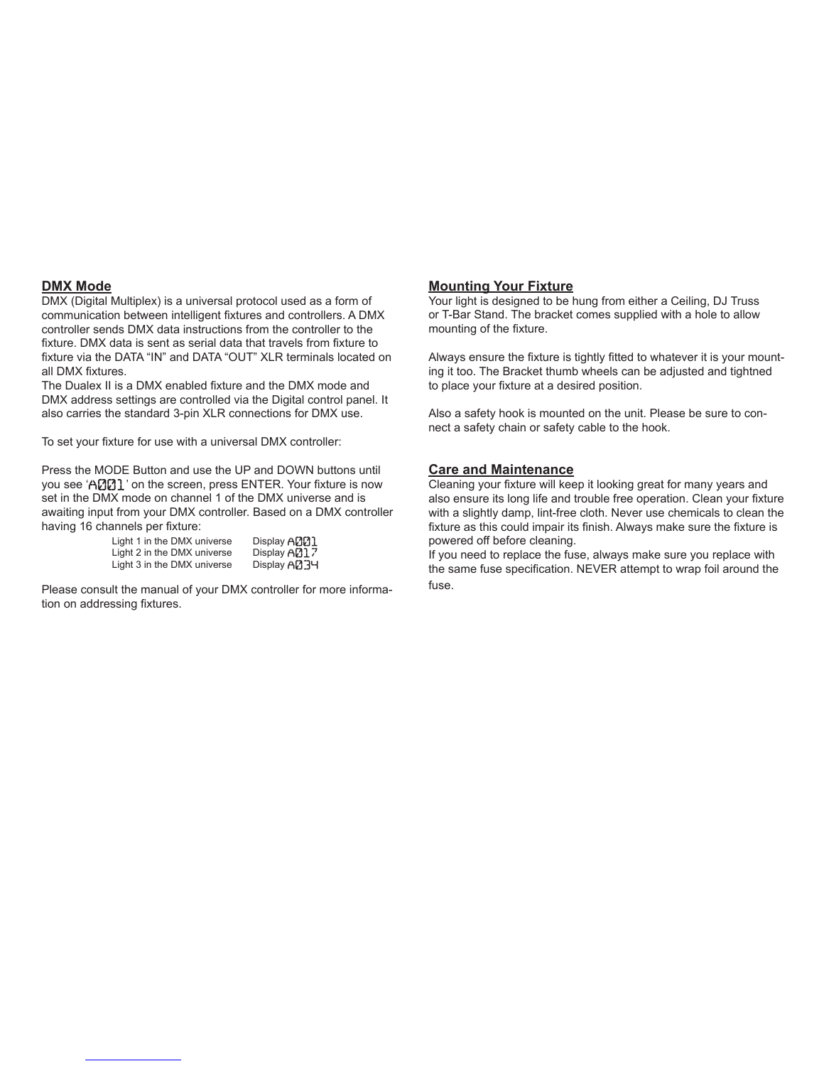## DMX Mode

DMX (Digital Multiplex) is a universal protocol used as a form of communication between intelligent fixtures and controllers. A DMX controller sends DMX data instructions from the controller to the fixture. DMX data is sent as serial data that travels from fixture to fixture via the DATA “IN” and DATA “OUT” XLR terminals located on all DMX fixtures.
The Dualex II is a DMX enabled fixture and the DMX mode and DMX address settings are controlled via the Digital control panel. It also carries the standard 3-pin XLR connections for DMX use.

To set your fixture for use with a universal DMX controller:

Press the MODE Button and use the UP and DOWN buttons until you see ‘A001’ on the screen, press ENTER. Your fixture is now set in the DMX mode on channel 1 of the DMX universe and is awaiting input from your DMX controller. Based on a DMX controller having 16 channels per fixture:

| | |
|---|---|
| Light 1 in the DMX universe | Display A001 |
| Light 2 in the DMX universe | Display A017 |
| Light 3 in the DMX universe | Display A034 |

Please consult the manual of your DMX controller for more information on addressing fixtures.

## Mounting Your Fixture

Your light is designed to be hung from either a Ceiling, DJ Truss or T-Bar Stand. The bracket comes supplied with a hole to allow mounting of the fixture.

Always ensure the fixture is tightly fitted to whatever it is your mounting it too. The Bracket thumb wheels can be adjusted and tightned to place your fixture at a desired position.

Also a safety hook is mounted on the unit. Please be sure to connect a safety chain or safety cable to the hook.

## Care and Maintenance

Cleaning your fixture will keep it looking great for many years and also ensure its long life and trouble free operation. Clean your fixture with a slightly damp, lint-free cloth. Never use chemicals to clean the fixture as this could impair its finish. Always make sure the fixture is powered off before cleaning.
If you need to replace the fuse, always make sure you replace with the same fuse specification. NEVER attempt to wrap foil around the fuse.